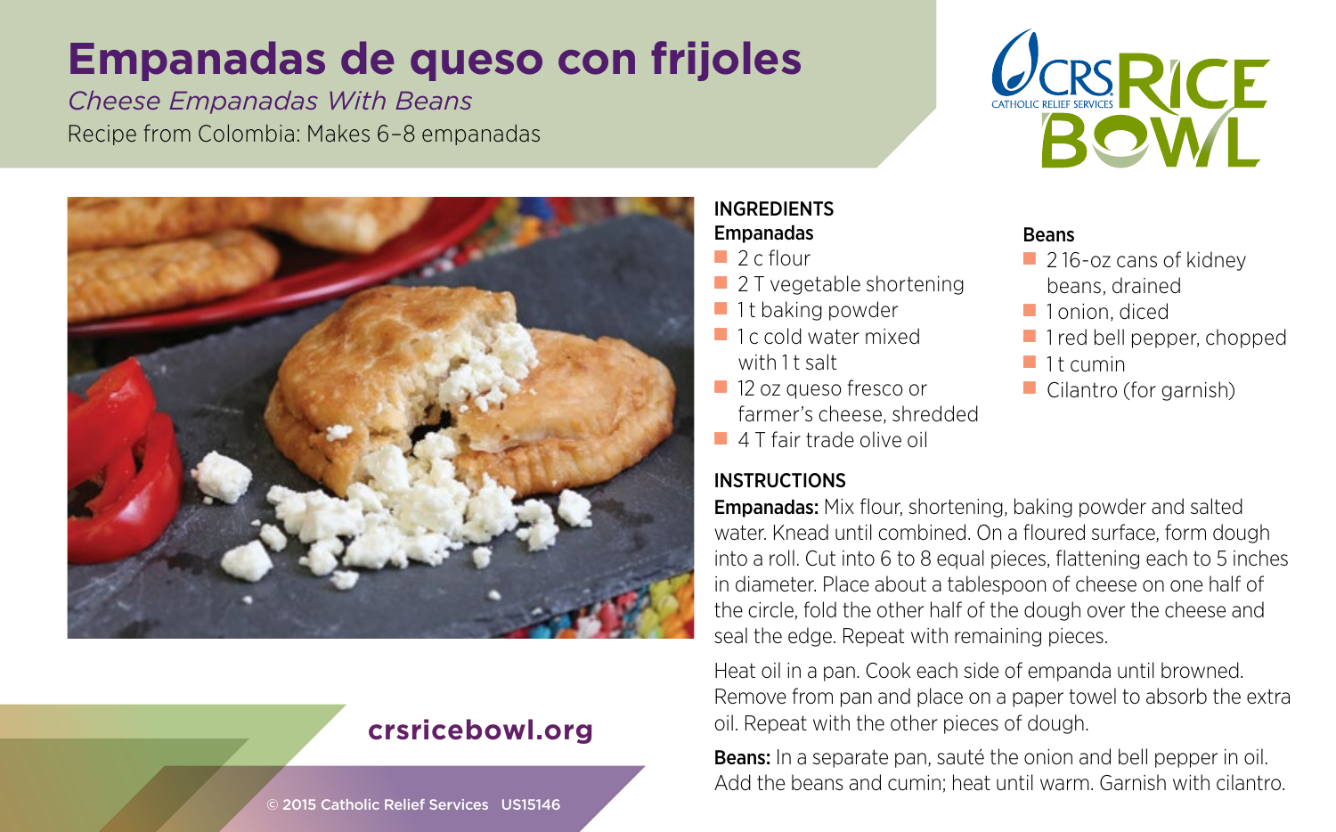# Empanadas de queso con frijoles

*Cheese Empanadas With Beans*

Recipe from Colombia: Makes 6–8 empanadas

CRS RICE BOWL
CATHOLIC RELIEF SERVICES

## INGREDIENTS

### Empanadas

- 2 c flour
- 2 T vegetable shortening
- 1 t baking powder
- 1 c cold water mixed with 1 t salt
- 12 oz queso fresco or farmer's cheese, shredded
- 4 T fair trade olive oil

### Beans

- 2 16-oz cans of kidney beans, drained
- 1 onion, diced
- 1 red bell pepper, chopped
- 1 t cumin
- Cilantro (for garnish)

## INSTRUCTIONS

**Empanadas:** Mix flour, shortening, baking powder and salted water. Knead until combined. On a floured surface, form dough into a roll. Cut into 6 to 8 equal pieces, flattening each to 5 inches in diameter. Place about a tablespoon of cheese on one half of the circle, fold the other half of the dough over the cheese and seal the edge. Repeat with remaining pieces.

Heat oil in a pan. Cook each side of empanda until browned. Remove from pan and place on a paper towel to absorb the extra oil. Repeat with the other pieces of dough.

**Beans:** In a separate pan, sauté the onion and bell pepper in oil. Add the beans and cumin; heat until warm. Garnish with cilantro.

**crsricebowl.org**

© 2015 Catholic Relief Services US15146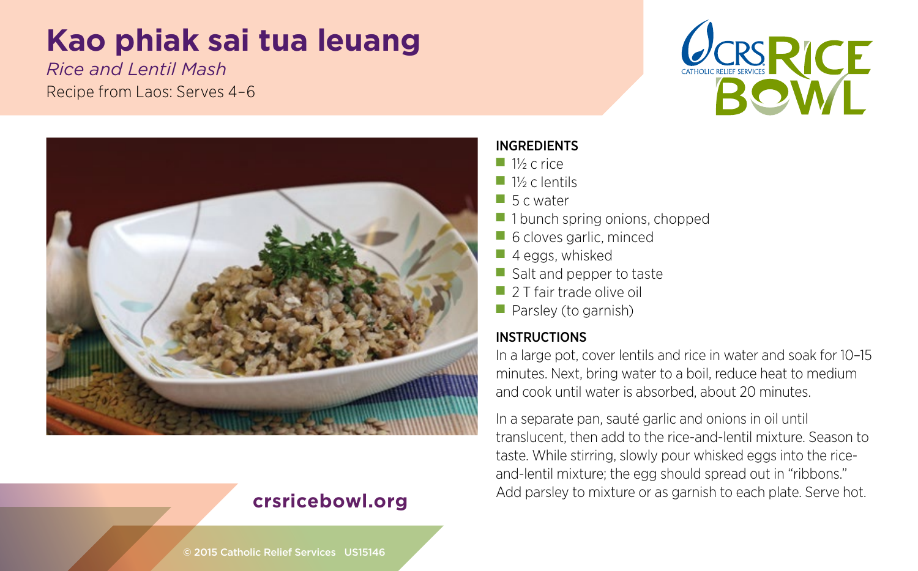# Kao phiak sai tua leuang

*Rice and Lentil Mash*

Recipe from Laos: Serves 4–6

## INGREDIENTS

- 1½ c rice
- 1½ c lentils
- 5 c water
- 1 bunch spring onions, chopped
- 6 cloves garlic, minced
- 4 eggs, whisked
- Salt and pepper to taste
- 2 T fair trade olive oil
- Parsley (to garnish)

## INSTRUCTIONS

In a large pot, cover lentils and rice in water and soak for 10–15 minutes. Next, bring water to a boil, reduce heat to medium and cook until water is absorbed, about 20 minutes.

In a separate pan, sauté garlic and onions in oil until translucent, then add to the rice-and-lentil mixture. Season to taste. While stirring, slowly pour whisked eggs into the rice-and-lentil mixture; the egg should spread out in "ribbons." Add parsley to mixture or as garnish to each plate. Serve hot.

**crsricebowl.org**

© 2015 Catholic Relief Services US15146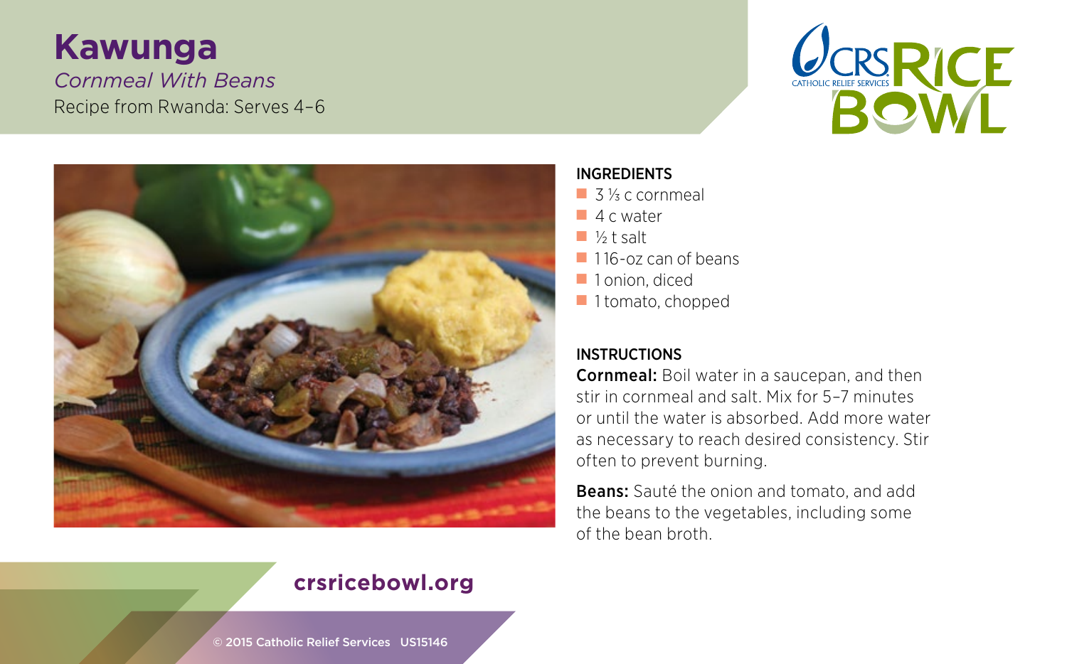# Kawunga

*Cornmeal With Beans*

Recipe from Rwanda: Serves 4–6

CRS RICE BOWL

CATHOLIC RELIEF SERVICES

## INGREDIENTS

- 3 ⅓ c cornmeal
- 4 c water
- ½ t salt
- 1 16-oz can of beans
- 1 onion, diced
- 1 tomato, chopped

## INSTRUCTIONS

**Cornmeal:** Boil water in a saucepan, and then stir in cornmeal and salt. Mix for 5–7 minutes or until the water is absorbed. Add more water as necessary to reach desired consistency. Stir often to prevent burning.

**Beans:** Sauté the onion and tomato, and add the beans to the vegetables, including some of the bean broth.

**crsricebowl.org**

© 2015 Catholic Relief Services US15146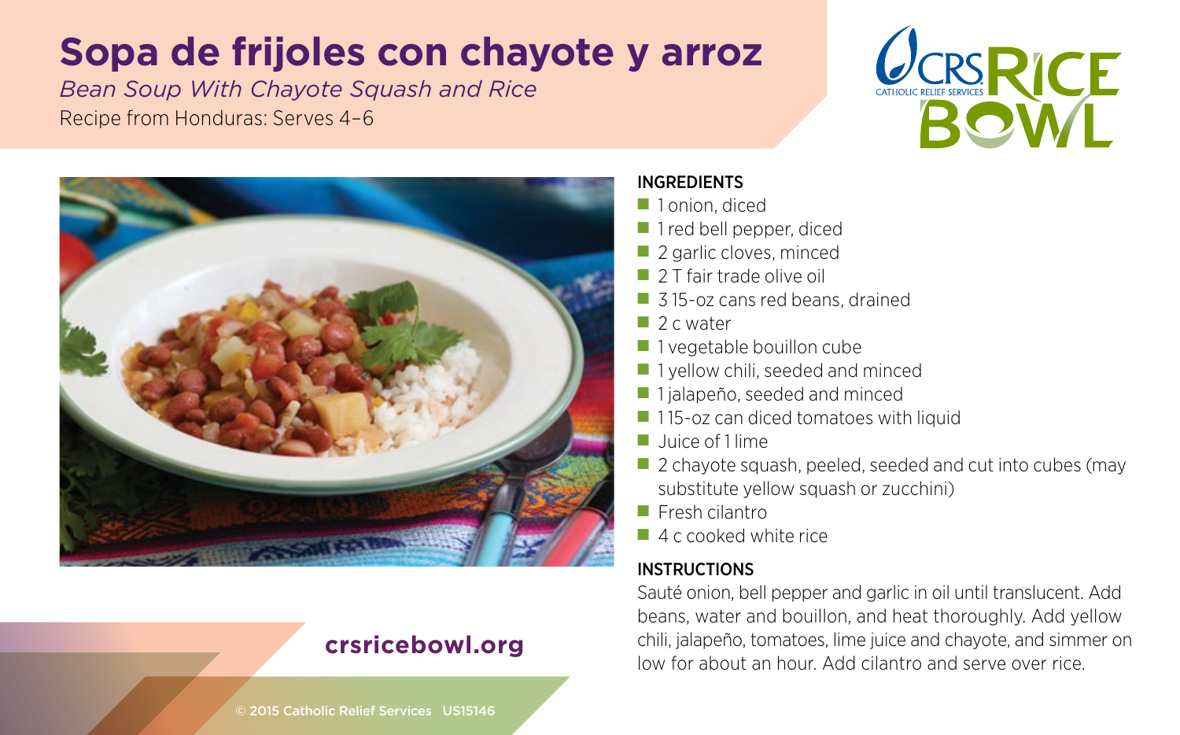# Sopa de frijoles con chayote y arroz

*Bean Soup With Chayote Squash and Rice*

Recipe from Honduras: Serves 4–6

CRS RICE BOWL
CATHOLIC RELIEF SERVICES

## INGREDIENTS

- 1 onion, diced
- 1 red bell pepper, diced
- 2 garlic cloves, minced
- 2 T fair trade olive oil
- 3 15-oz cans red beans, drained
- 2 c water
- 1 vegetable bouillon cube
- 1 yellow chili, seeded and minced
- 1 jalapeño, seeded and minced
- 1 15-oz can diced tomatoes with liquid
- Juice of 1 lime
- 2 chayote squash, peeled, seeded and cut into cubes (may substitute yellow squash or zucchini)
- Fresh cilantro
- 4 c cooked white rice

## INSTRUCTIONS

Sauté onion, bell pepper and garlic in oil until translucent. Add beans, water and bouillon, and heat thoroughly. Add yellow chili, jalapeño, tomatoes, lime juice and chayote, and simmer on low for about an hour. Add cilantro and serve over rice.

**crsricebowl.org**

© 2015 Catholic Relief Services US15146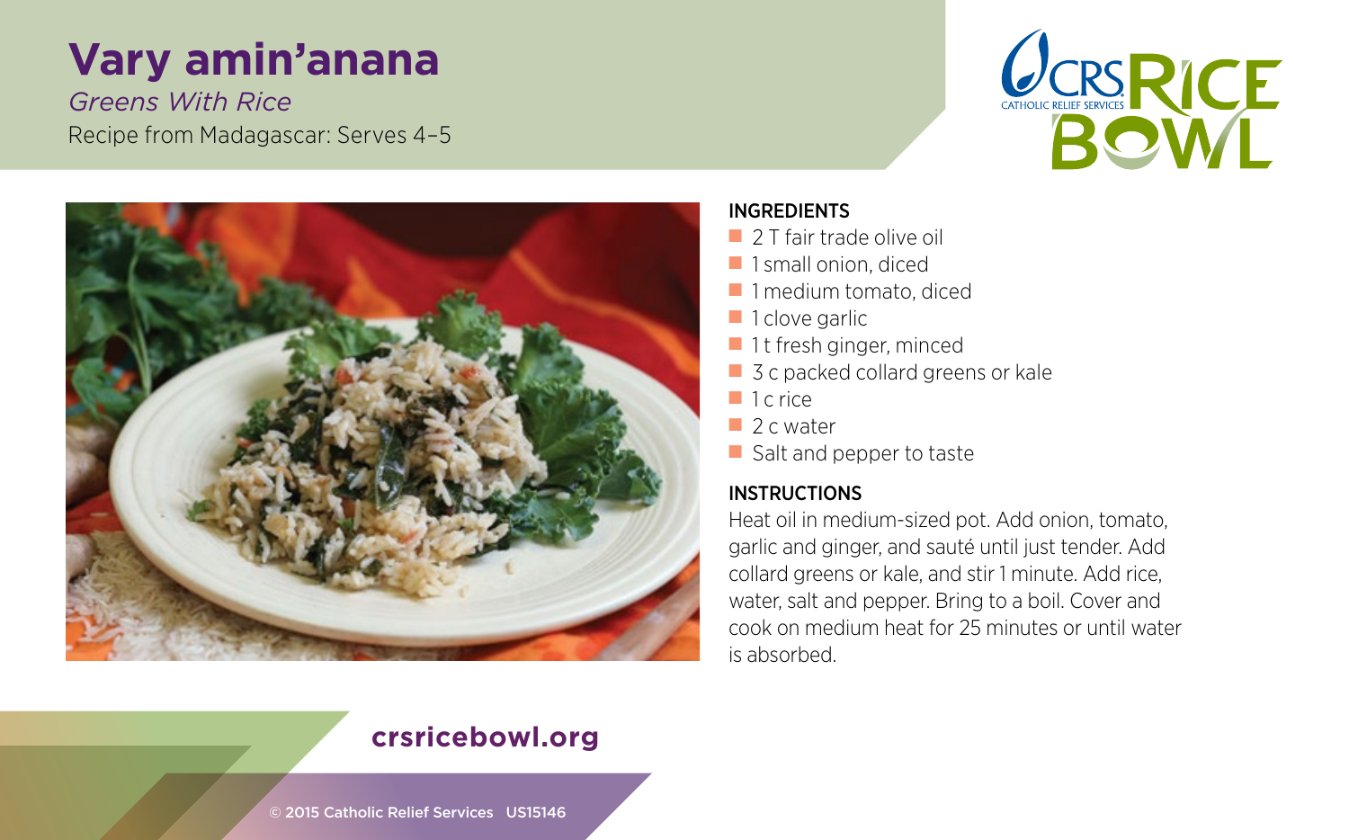# Vary amin'anana

*Greens With Rice*

Recipe from Madagascar: Serves 4–5

CRS RICE BOWL
CATHOLIC RELIEF SERVICES

## INGREDIENTS

- 2 T fair trade olive oil
- 1 small onion, diced
- 1 medium tomato, diced
- 1 clove garlic
- 1 t fresh ginger, minced
- 3 c packed collard greens or kale
- 1 c rice
- 2 c water
- Salt and pepper to taste

## INSTRUCTIONS

Heat oil in medium-sized pot. Add onion, tomato, garlic and ginger, and sauté until just tender. Add collard greens or kale, and stir 1 minute. Add rice, water, salt and pepper. Bring to a boil. Cover and cook on medium heat for 25 minutes or until water is absorbed.

**crsricebowl.org**

© 2015 Catholic Relief Services US15146